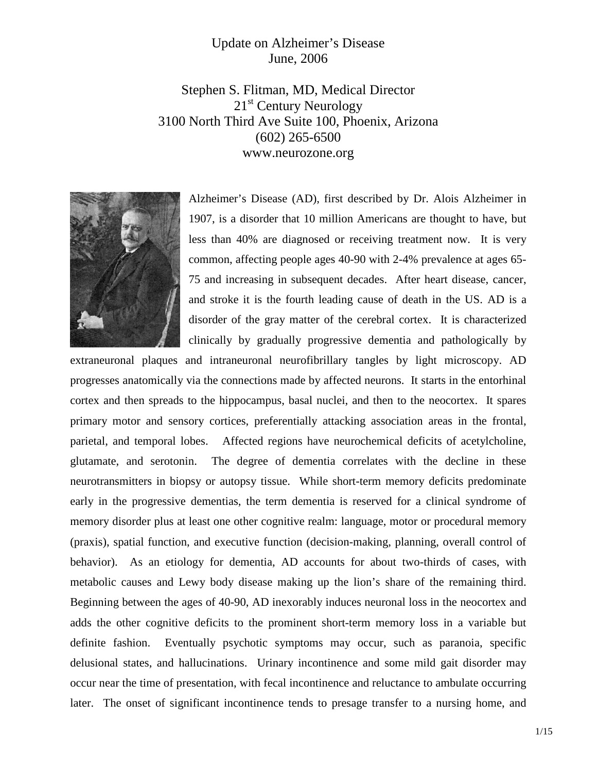# Update on Alzheimer's Disease
June, 2006

Stephen S. Flitman, MD, Medical Director
21st Century Neurology
3100 North Third Ave Suite 100, Phoenix, Arizona
(602) 265-6500
www.neurozone.org

Alzheimer's Disease (AD), first described by Dr. Alois Alzheimer in 1907, is a disorder that 10 million Americans are thought to have, but less than 40% are diagnosed or receiving treatment now. It is very common, affecting people ages 40-90 with 2-4% prevalence at ages 65-75 and increasing in subsequent decades. After heart disease, cancer, and stroke it is the fourth leading cause of death in the US. AD is a disorder of the gray matter of the cerebral cortex. It is characterized clinically by gradually progressive dementia and pathologically by extraneuronal plaques and intraneuronal neurofibrillary tangles by light microscopy. AD progresses anatomically via the connections made by affected neurons. It starts in the entorhinal cortex and then spreads to the hippocampus, basal nuclei, and then to the neocortex. It spares primary motor and sensory cortices, preferentially attacking association areas in the frontal, parietal, and temporal lobes. Affected regions have neurochemical deficits of acetylcholine, glutamate, and serotonin. The degree of dementia correlates with the decline in these neurotransmitters in biopsy or autopsy tissue. While short-term memory deficits predominate early in the progressive dementias, the term dementia is reserved for a clinical syndrome of memory disorder plus at least one other cognitive realm: language, motor or procedural memory (praxis), spatial function, and executive function (decision-making, planning, overall control of behavior). As an etiology for dementia, AD accounts for about two-thirds of cases, with metabolic causes and Lewy body disease making up the lion's share of the remaining third. Beginning between the ages of 40-90, AD inexorably induces neuronal loss in the neocortex and adds the other cognitive deficits to the prominent short-term memory loss in a variable but definite fashion. Eventually psychotic symptoms may occur, such as paranoia, specific delusional states, and hallucinations. Urinary incontinence and some mild gait disorder may occur near the time of presentation, with fecal incontinence and reluctance to ambulate occurring later. The onset of significant incontinence tends to presage transfer to a nursing home, and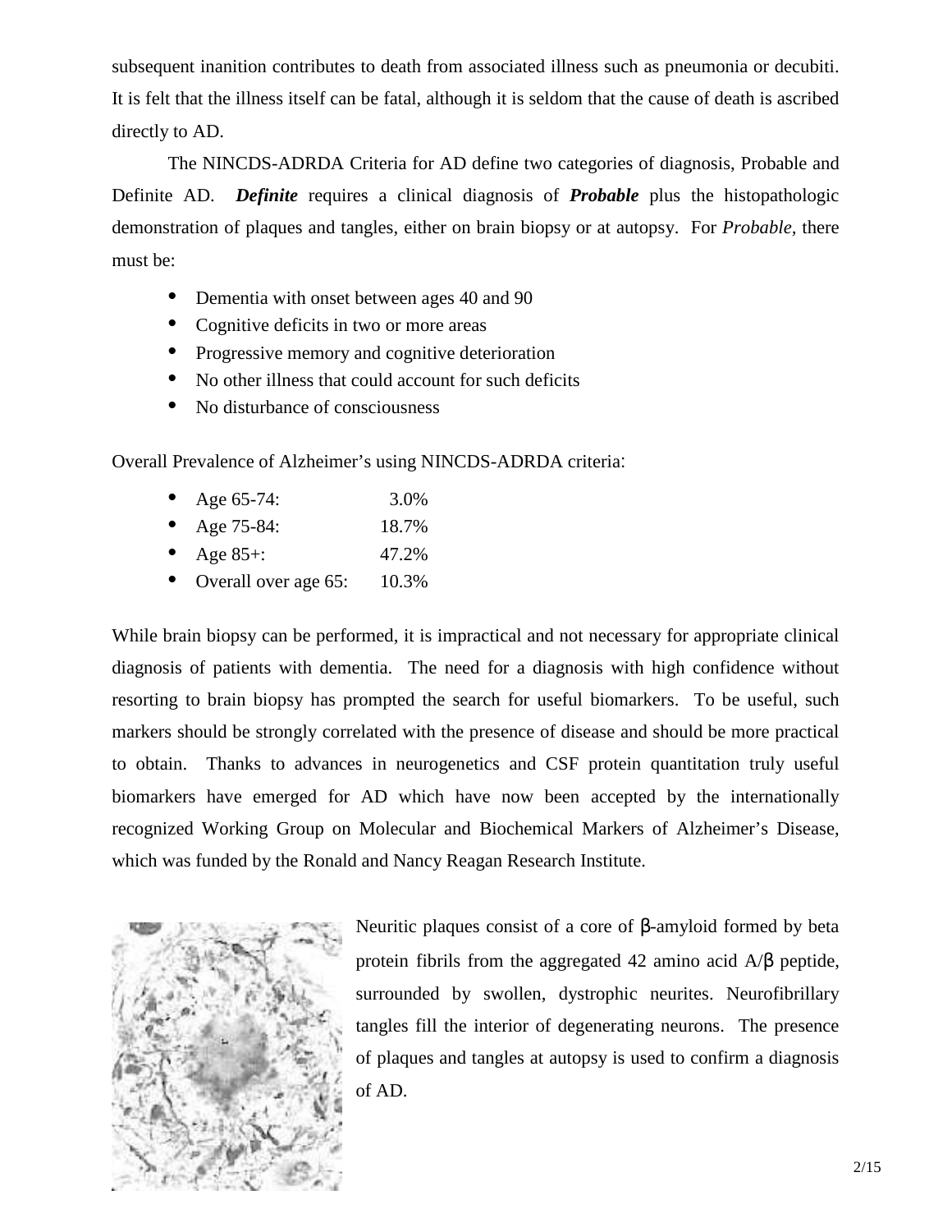subsequent inanition contributes to death from associated illness such as pneumonia or decubiti. It is felt that the illness itself can be fatal, although it is seldom that the cause of death is ascribed directly to AD.

The NINCDS-ADRDA Criteria for AD define two categories of diagnosis, Probable and Definite AD. ***Definite*** requires a clinical diagnosis of ***Probable*** plus the histopathologic demonstration of plaques and tangles, either on brain biopsy or at autopsy. For *Probable,* there must be:

- Dementia with onset between ages 40 and 90
- Cognitive deficits in two or more areas
- Progressive memory and cognitive deterioration
- No other illness that could account for such deficits
- No disturbance of consciousness

Overall Prevalence of Alzheimer's using NINCDS-ADRDA criteria:

- Age 65-74: 3.0%
- Age 75-84: 18.7%
- Age 85+: 47.2%
- Overall over age 65: 10.3%

While brain biopsy can be performed, it is impractical and not necessary for appropriate clinical diagnosis of patients with dementia. The need for a diagnosis with high confidence without resorting to brain biopsy has prompted the search for useful biomarkers. To be useful, such markers should be strongly correlated with the presence of disease and should be more practical to obtain. Thanks to advances in neurogenetics and CSF protein quantitation truly useful biomarkers have emerged for AD which have now been accepted by the internationally recognized Working Group on Molecular and Biochemical Markers of Alzheimer's Disease, which was funded by the Ronald and Nancy Reagan Research Institute.

Neuritic plaques consist of a core of β-amyloid formed by beta protein fibrils from the aggregated 42 amino acid A/β peptide, surrounded by swollen, dystrophic neurites. Neurofibrillary tangles fill the interior of degenerating neurons. The presence of plaques and tangles at autopsy is used to confirm a diagnosis of AD.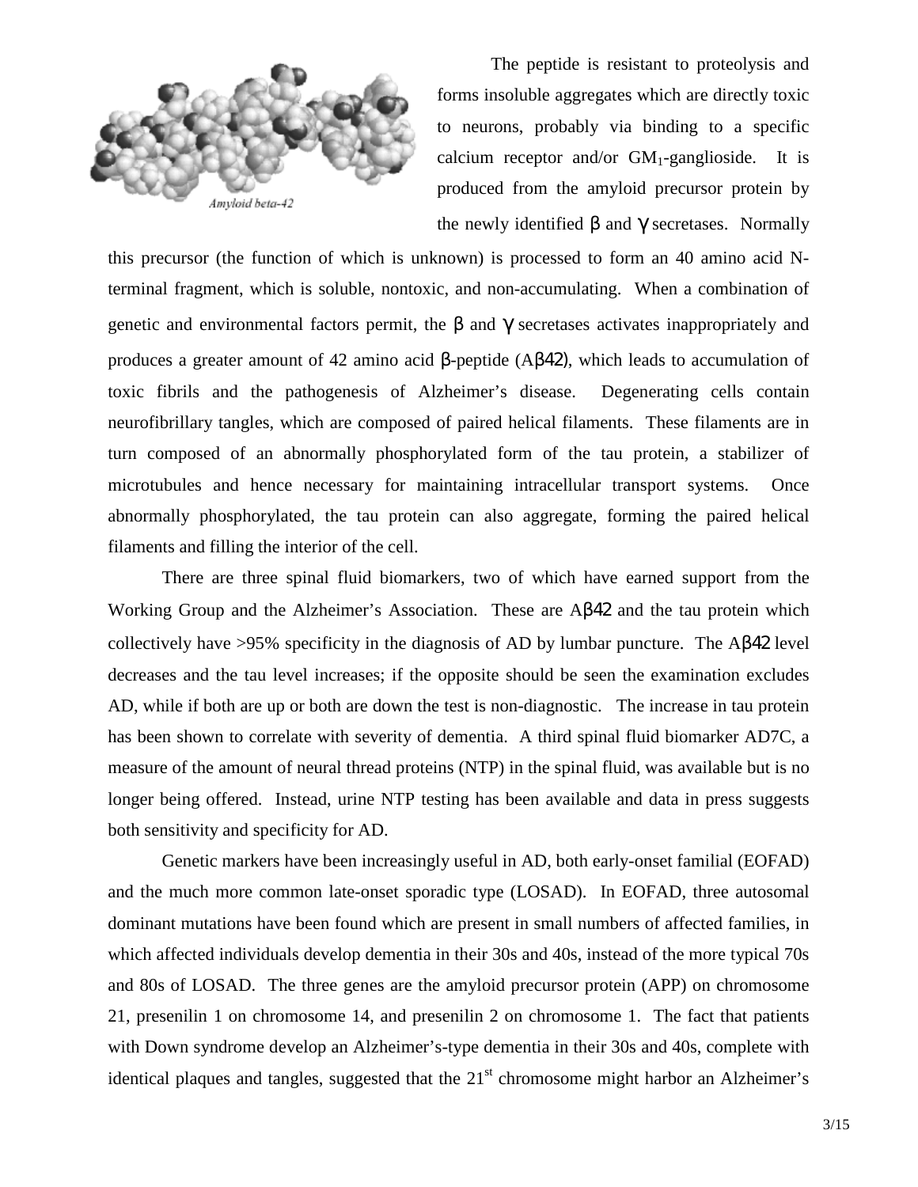Amyloid beta-42

The peptide is resistant to proteolysis and forms insoluble aggregates which are directly toxic to neurons, probably via binding to a specific calcium receptor and/or $GM_1$-ganglioside. It is produced from the amyloid precursor protein by the newly identified β and γ secretases. Normally this precursor (the function of which is unknown) is processed to form an 40 amino acid N-terminal fragment, which is soluble, nontoxic, and non-accumulating. When a combination of genetic and environmental factors permit, the β and γ secretases activates inappropriately and produces a greater amount of 42 amino acid β-peptide (Aβ42), which leads to accumulation of toxic fibrils and the pathogenesis of Alzheimer's disease. Degenerating cells contain neurofibrillary tangles, which are composed of paired helical filaments. These filaments are in turn composed of an abnormally phosphorylated form of the tau protein, a stabilizer of microtubules and hence necessary for maintaining intracellular transport systems. Once abnormally phosphorylated, the tau protein can also aggregate, forming the paired helical filaments and filling the interior of the cell.

There are three spinal fluid biomarkers, two of which have earned support from the Working Group and the Alzheimer's Association. These are Aβ42 and the tau protein which collectively have >95% specificity in the diagnosis of AD by lumbar puncture. The Aβ42 level decreases and the tau level increases; if the opposite should be seen the examination excludes AD, while if both are up or both are down the test is non-diagnostic. The increase in tau protein has been shown to correlate with severity of dementia. A third spinal fluid biomarker AD7C, a measure of the amount of neural thread proteins (NTP) in the spinal fluid, was available but is no longer being offered. Instead, urine NTP testing has been available and data in press suggests both sensitivity and specificity for AD.

Genetic markers have been increasingly useful in AD, both early-onset familial (EOFAD) and the much more common late-onset sporadic type (LOSAD). In EOFAD, three autosomal dominant mutations have been found which are present in small numbers of affected families, in which affected individuals develop dementia in their 30s and 40s, instead of the more typical 70s and 80s of LOSAD. The three genes are the amyloid precursor protein (APP) on chromosome 21, presenilin 1 on chromosome 14, and presenilin 2 on chromosome 1. The fact that patients with Down syndrome develop an Alzheimer's-type dementia in their 30s and 40s, complete with identical plaques and tangles, suggested that the 21st chromosome might harbor an Alzheimer's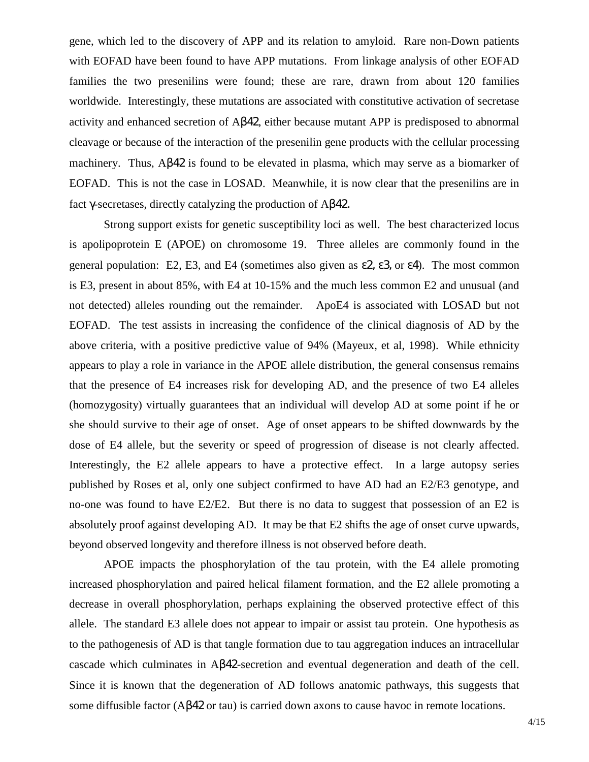gene, which led to the discovery of APP and its relation to amyloid. Rare non-Down patients with EOFAD have been found to have APP mutations. From linkage analysis of other EOFAD families the two presenilins were found; these are rare, drawn from about 120 families worldwide. Interestingly, these mutations are associated with constitutive activation of secretase activity and enhanced secretion of Aβ42, either because mutant APP is predisposed to abnormal cleavage or because of the interaction of the presenilin gene products with the cellular processing machinery. Thus, Aβ42 is found to be elevated in plasma, which may serve as a biomarker of EOFAD. This is not the case in LOSAD. Meanwhile, it is now clear that the presenilins are in fact γ-secretases, directly catalyzing the production of Aβ42.

Strong support exists for genetic susceptibility loci as well. The best characterized locus is apolipoprotein E (APOE) on chromosome 19. Three alleles are commonly found in the general population: E2, E3, and E4 (sometimes also given as ε2, ε3, or ε4). The most common is E3, present in about 85%, with E4 at 10-15% and the much less common E2 and unusual (and not detected) alleles rounding out the remainder. ApoE4 is associated with LOSAD but not EOFAD. The test assists in increasing the confidence of the clinical diagnosis of AD by the above criteria, with a positive predictive value of 94% (Mayeux, et al, 1998). While ethnicity appears to play a role in variance in the APOE allele distribution, the general consensus remains that the presence of E4 increases risk for developing AD, and the presence of two E4 alleles (homozygosity) virtually guarantees that an individual will develop AD at some point if he or she should survive to their age of onset. Age of onset appears to be shifted downwards by the dose of E4 allele, but the severity or speed of progression of disease is not clearly affected. Interestingly, the E2 allele appears to have a protective effect. In a large autopsy series published by Roses et al, only one subject confirmed to have AD had an E2/E3 genotype, and no-one was found to have E2/E2. But there is no data to suggest that possession of an E2 is absolutely proof against developing AD. It may be that E2 shifts the age of onset curve upwards, beyond observed longevity and therefore illness is not observed before death.

APOE impacts the phosphorylation of the tau protein, with the E4 allele promoting increased phosphorylation and paired helical filament formation, and the E2 allele promoting a decrease in overall phosphorylation, perhaps explaining the observed protective effect of this allele. The standard E3 allele does not appear to impair or assist tau protein. One hypothesis as to the pathogenesis of AD is that tangle formation due to tau aggregation induces an intracellular cascade which culminates in Aβ42-secretion and eventual degeneration and death of the cell. Since it is known that the degeneration of AD follows anatomic pathways, this suggests that some diffusible factor (Aβ42 or tau) is carried down axons to cause havoc in remote locations.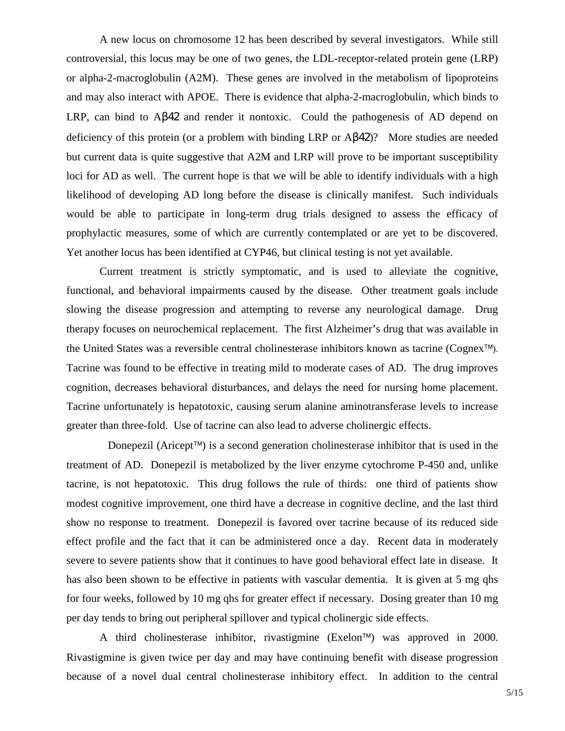A new locus on chromosome 12 has been described by several investigators. While still controversial, this locus may be one of two genes, the LDL-receptor-related protein gene (LRP) or alpha-2-macroglobulin (A2M). These genes are involved in the metabolism of lipoproteins and may also interact with APOE. There is evidence that alpha-2-macroglobulin, which binds to LRP, can bind to Aβ42 and render it nontoxic. Could the pathogenesis of AD depend on deficiency of this protein (or a problem with binding LRP or Aβ42)? More studies are needed but current data is quite suggestive that A2M and LRP will prove to be important susceptibility loci for AD as well. The current hope is that we will be able to identify individuals with a high likelihood of developing AD long before the disease is clinically manifest. Such individuals would be able to participate in long-term drug trials designed to assess the efficacy of prophylactic measures, some of which are currently contemplated or are yet to be discovered. Yet another locus has been identified at CYP46, but clinical testing is not yet available.

Current treatment is strictly symptomatic, and is used to alleviate the cognitive, functional, and behavioral impairments caused by the disease. Other treatment goals include slowing the disease progression and attempting to reverse any neurological damage. Drug therapy focuses on neurochemical replacement. The first Alzheimer's drug that was available in the United States was a reversible central cholinesterase inhibitors known as tacrine (Cognex™). Tacrine was found to be effective in treating mild to moderate cases of AD. The drug improves cognition, decreases behavioral disturbances, and delays the need for nursing home placement. Tacrine unfortunately is hepatotoxic, causing serum alanine aminotransferase levels to increase greater than three-fold. Use of tacrine can also lead to adverse cholinergic effects.

Donepezil (Aricept™) is a second generation cholinesterase inhibitor that is used in the treatment of AD. Donepezil is metabolized by the liver enzyme cytochrome P-450 and, unlike tacrine, is not hepatotoxic. This drug follows the rule of thirds: one third of patients show modest cognitive improvement, one third have a decrease in cognitive decline, and the last third show no response to treatment. Donepezil is favored over tacrine because of its reduced side effect profile and the fact that it can be administered once a day. Recent data in moderately severe to severe patients show that it continues to have good behavioral effect late in disease. It has also been shown to be effective in patients with vascular dementia. It is given at 5 mg qhs for four weeks, followed by 10 mg qhs for greater effect if necessary. Dosing greater than 10 mg per day tends to bring out peripheral spillover and typical cholinergic side effects.

A third cholinesterase inhibitor, rivastigmine (Exelon™) was approved in 2000. Rivastigmine is given twice per day and may have continuing benefit with disease progression because of a novel dual central cholinesterase inhibitory effect. In addition to the central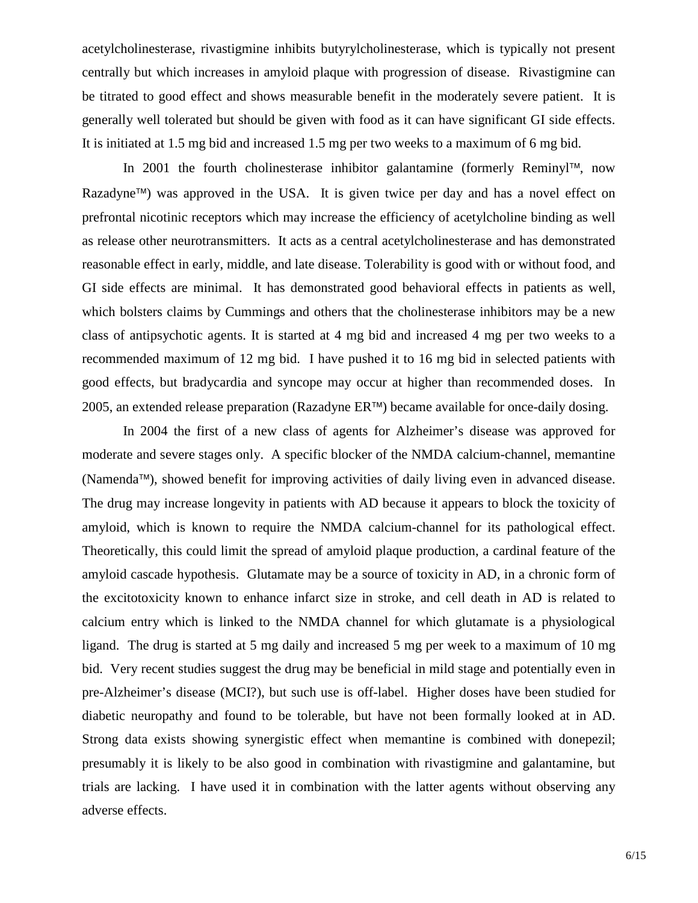acetylcholinesterase, rivastigmine inhibits butyrylcholinesterase, which is typically not present centrally but which increases in amyloid plaque with progression of disease. Rivastigmine can be titrated to good effect and shows measurable benefit in the moderately severe patient. It is generally well tolerated but should be given with food as it can have significant GI side effects. It is initiated at 1.5 mg bid and increased 1.5 mg per two weeks to a maximum of 6 mg bid.

In 2001 the fourth cholinesterase inhibitor galantamine (formerly Reminyl™, now Razadyne™) was approved in the USA. It is given twice per day and has a novel effect on prefrontal nicotinic receptors which may increase the efficiency of acetylcholine binding as well as release other neurotransmitters. It acts as a central acetylcholinesterase and has demonstrated reasonable effect in early, middle, and late disease. Tolerability is good with or without food, and GI side effects are minimal. It has demonstrated good behavioral effects in patients as well, which bolsters claims by Cummings and others that the cholinesterase inhibitors may be a new class of antipsychotic agents. It is started at 4 mg bid and increased 4 mg per two weeks to a recommended maximum of 12 mg bid. I have pushed it to 16 mg bid in selected patients with good effects, but bradycardia and syncope may occur at higher than recommended doses. In 2005, an extended release preparation (Razadyne ER™) became available for once-daily dosing.

In 2004 the first of a new class of agents for Alzheimer's disease was approved for moderate and severe stages only. A specific blocker of the NMDA calcium-channel, memantine (Namenda™), showed benefit for improving activities of daily living even in advanced disease. The drug may increase longevity in patients with AD because it appears to block the toxicity of amyloid, which is known to require the NMDA calcium-channel for its pathological effect. Theoretically, this could limit the spread of amyloid plaque production, a cardinal feature of the amyloid cascade hypothesis. Glutamate may be a source of toxicity in AD, in a chronic form of the excitotoxicity known to enhance infarct size in stroke, and cell death in AD is related to calcium entry which is linked to the NMDA channel for which glutamate is a physiological ligand. The drug is started at 5 mg daily and increased 5 mg per week to a maximum of 10 mg bid. Very recent studies suggest the drug may be beneficial in mild stage and potentially even in pre-Alzheimer's disease (MCI?), but such use is off-label. Higher doses have been studied for diabetic neuropathy and found to be tolerable, but have not been formally looked at in AD. Strong data exists showing synergistic effect when memantine is combined with donepezil; presumably it is likely to be also good in combination with rivastigmine and galantamine, but trials are lacking. I have used it in combination with the latter agents without observing any adverse effects.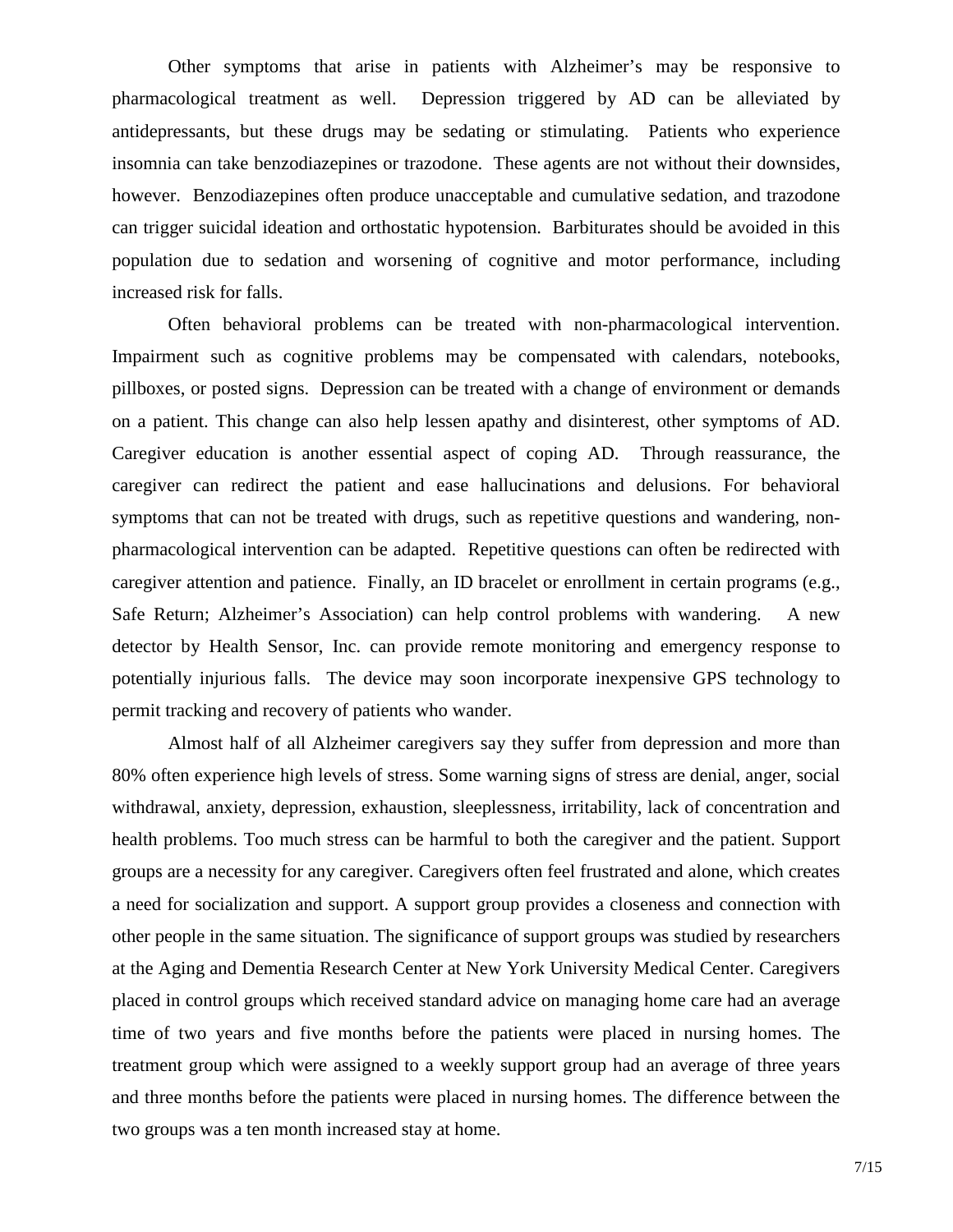Other symptoms that arise in patients with Alzheimer's may be responsive to pharmacological treatment as well. Depression triggered by AD can be alleviated by antidepressants, but these drugs may be sedating or stimulating. Patients who experience insomnia can take benzodiazepines or trazodone. These agents are not without their downsides, however. Benzodiazepines often produce unacceptable and cumulative sedation, and trazodone can trigger suicidal ideation and orthostatic hypotension. Barbiturates should be avoided in this population due to sedation and worsening of cognitive and motor performance, including increased risk for falls.

Often behavioral problems can be treated with non-pharmacological intervention. Impairment such as cognitive problems may be compensated with calendars, notebooks, pillboxes, or posted signs. Depression can be treated with a change of environment or demands on a patient. This change can also help lessen apathy and disinterest, other symptoms of AD. Caregiver education is another essential aspect of coping AD. Through reassurance, the caregiver can redirect the patient and ease hallucinations and delusions. For behavioral symptoms that can not be treated with drugs, such as repetitive questions and wandering, non-pharmacological intervention can be adapted. Repetitive questions can often be redirected with caregiver attention and patience. Finally, an ID bracelet or enrollment in certain programs (e.g., Safe Return; Alzheimer's Association) can help control problems with wandering. A new detector by Health Sensor, Inc. can provide remote monitoring and emergency response to potentially injurious falls. The device may soon incorporate inexpensive GPS technology to permit tracking and recovery of patients who wander.

Almost half of all Alzheimer caregivers say they suffer from depression and more than 80% often experience high levels of stress. Some warning signs of stress are denial, anger, social withdrawal, anxiety, depression, exhaustion, sleeplessness, irritability, lack of concentration and health problems. Too much stress can be harmful to both the caregiver and the patient. Support groups are a necessity for any caregiver. Caregivers often feel frustrated and alone, which creates a need for socialization and support. A support group provides a closeness and connection with other people in the same situation. The significance of support groups was studied by researchers at the Aging and Dementia Research Center at New York University Medical Center. Caregivers placed in control groups which received standard advice on managing home care had an average time of two years and five months before the patients were placed in nursing homes. The treatment group which were assigned to a weekly support group had an average of three years and three months before the patients were placed in nursing homes. The difference between the two groups was a ten month increased stay at home.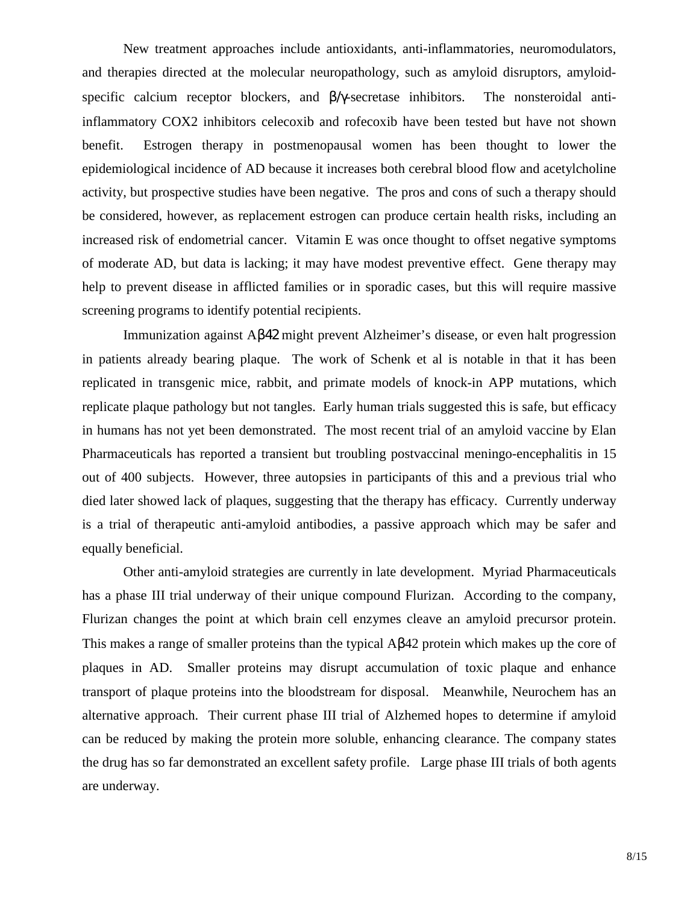New treatment approaches include antioxidants, anti-inflammatories, neuromodulators, and therapies directed at the molecular neuropathology, such as amyloid disruptors, amyloid-specific calcium receptor blockers, and β/γ-secretase inhibitors. The nonsteroidal anti-inflammatory COX2 inhibitors celecoxib and rofecoxib have been tested but have not shown benefit. Estrogen therapy in postmenopausal women has been thought to lower the epidemiological incidence of AD because it increases both cerebral blood flow and acetylcholine activity, but prospective studies have been negative. The pros and cons of such a therapy should be considered, however, as replacement estrogen can produce certain health risks, including an increased risk of endometrial cancer. Vitamin E was once thought to offset negative symptoms of moderate AD, but data is lacking; it may have modest preventive effect. Gene therapy may help to prevent disease in afflicted families or in sporadic cases, but this will require massive screening programs to identify potential recipients.

Immunization against Aβ42 might prevent Alzheimer's disease, or even halt progression in patients already bearing plaque. The work of Schenk et al is notable in that it has been replicated in transgenic mice, rabbit, and primate models of knock-in APP mutations, which replicate plaque pathology but not tangles. Early human trials suggested this is safe, but efficacy in humans has not yet been demonstrated. The most recent trial of an amyloid vaccine by Elan Pharmaceuticals has reported a transient but troubling postvaccinal meningo-encephalitis in 15 out of 400 subjects. However, three autopsies in participants of this and a previous trial who died later showed lack of plaques, suggesting that the therapy has efficacy. Currently underway is a trial of therapeutic anti-amyloid antibodies, a passive approach which may be safer and equally beneficial.

Other anti-amyloid strategies are currently in late development. Myriad Pharmaceuticals has a phase III trial underway of their unique compound Flurizan. According to the company, Flurizan changes the point at which brain cell enzymes cleave an amyloid precursor protein. This makes a range of smaller proteins than the typical Aβ42 protein which makes up the core of plaques in AD. Smaller proteins may disrupt accumulation of toxic plaque and enhance transport of plaque proteins into the bloodstream for disposal. Meanwhile, Neurochem has an alternative approach. Their current phase III trial of Alzhemed hopes to determine if amyloid can be reduced by making the protein more soluble, enhancing clearance. The company states the drug has so far demonstrated an excellent safety profile. Large phase III trials of both agents are underway.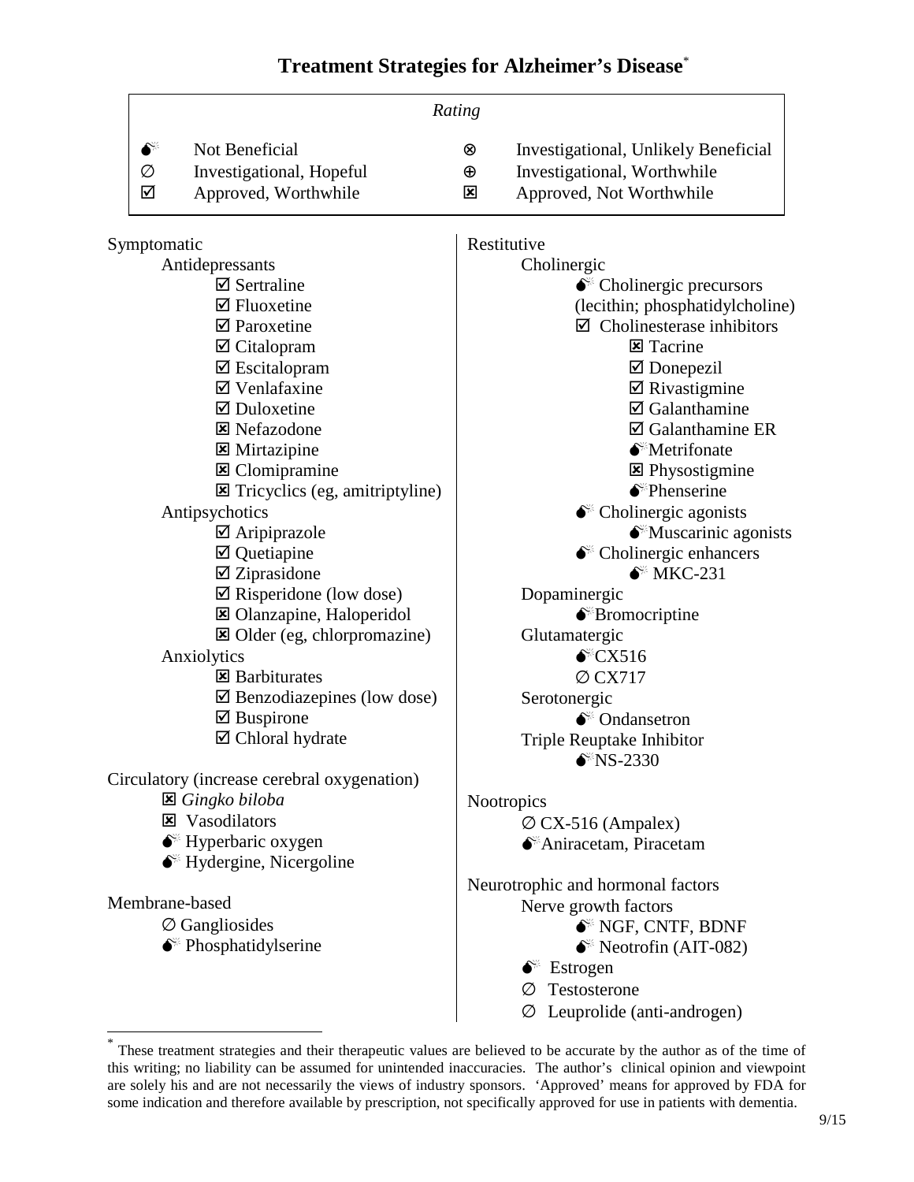# Treatment Strategies for Alzheimer's Disease*

*Rating*

| Symbol | Meaning | Symbol | Meaning |
|---|---|---|---|
| 💣 | Not Beneficial | ⊗ | Investigational, Unlikely Beneficial |
| ∅ | Investigational, Hopeful | ⊕ | Investigational, Worthwhile |
| ☑ | Approved, Worthwhile | ☒ | Approved, Not Worthwhile |

Symptomatic

- Antidepressants
  - ☑ Sertraline
  - ☑ Fluoxetine
  - ☑ Paroxetine
  - ☑ Citalopram
  - ☑ Escitalopram
  - ☑ Venlafaxine
  - ☑ Duloxetine
  - ☒ Nefazodone
  - ☒ Mirtazipine
  - ☒ Clomipramine
  - ☒ Tricyclics (eg, amitriptyline)
- Antipsychotics
  - ☑ Aripiprazole
  - ☑ Quetiapine
  - ☑ Ziprasidone
  - ☑ Risperidone (low dose)
  - ☒ Olanzapine, Haloperidol
  - ☒ Older (eg, chlorpromazine)
- Anxiolytics
  - ☒ Barbiturates
  - ☑ Benzodiazepines (low dose)
  - ☑ Buspirone
  - ☑ Chloral hydrate

Circulatory (increase cerebral oxygenation)

- ☒ *Gingko biloba*
- ☒ Vasodilators
- 💣 Hyperbaric oxygen
- 💣 Hydergine, Nicergoline

Membrane-based

- ∅ Gangliosides
- 💣 Phosphatidylserine

Restitutive

- Cholinergic
  - 💣 Cholinergic precursors (lecithin; phosphatidylcholine)
  - ☑ Cholinesterase inhibitors
    - ☒ Tacrine
    - ☑ Donepezil
    - ☑ Rivastigmine
    - ☑ Galanthamine
    - ☑ Galanthamine ER
    - 💣 Metrifonate
    - ☒ Physostigmine
    - 💣 Phenserine
  - 💣 Cholinergic agonists
    - 💣 Muscarinic agonists
  - 💣 Cholinergic enhancers
    - 💣 MKC-231
- Dopaminergic
  - 💣 Bromocriptine
- Glutamatergic
  - 💣 CX516
  - ∅ CX717
- Serotonergic
  - 💣 Ondansetron
- Triple Reuptake Inhibitor
  - 💣 NS-2330

Nootropics

- ∅ CX-516 (Ampalex)
- 💣 Aniracetam, Piracetam

Neurotrophic and hormonal factors

- Nerve growth factors
  - 💣 NGF, CNTF, BDNF
  - 💣 Neotrofin (AIT-082)
- 💣 Estrogen
- ∅ Testosterone
- ∅ Leuprolide (anti-androgen)

---

* These treatment strategies and their therapeutic values are believed to be accurate by the author as of the time of this writing; no liability can be assumed for unintended inaccuracies. The author's clinical opinion and viewpoint are solely his and are not necessarily the views of industry sponsors. 'Approved' means for approved by FDA for some indication and therefore available by prescription, not specifically approved for use in patients with dementia.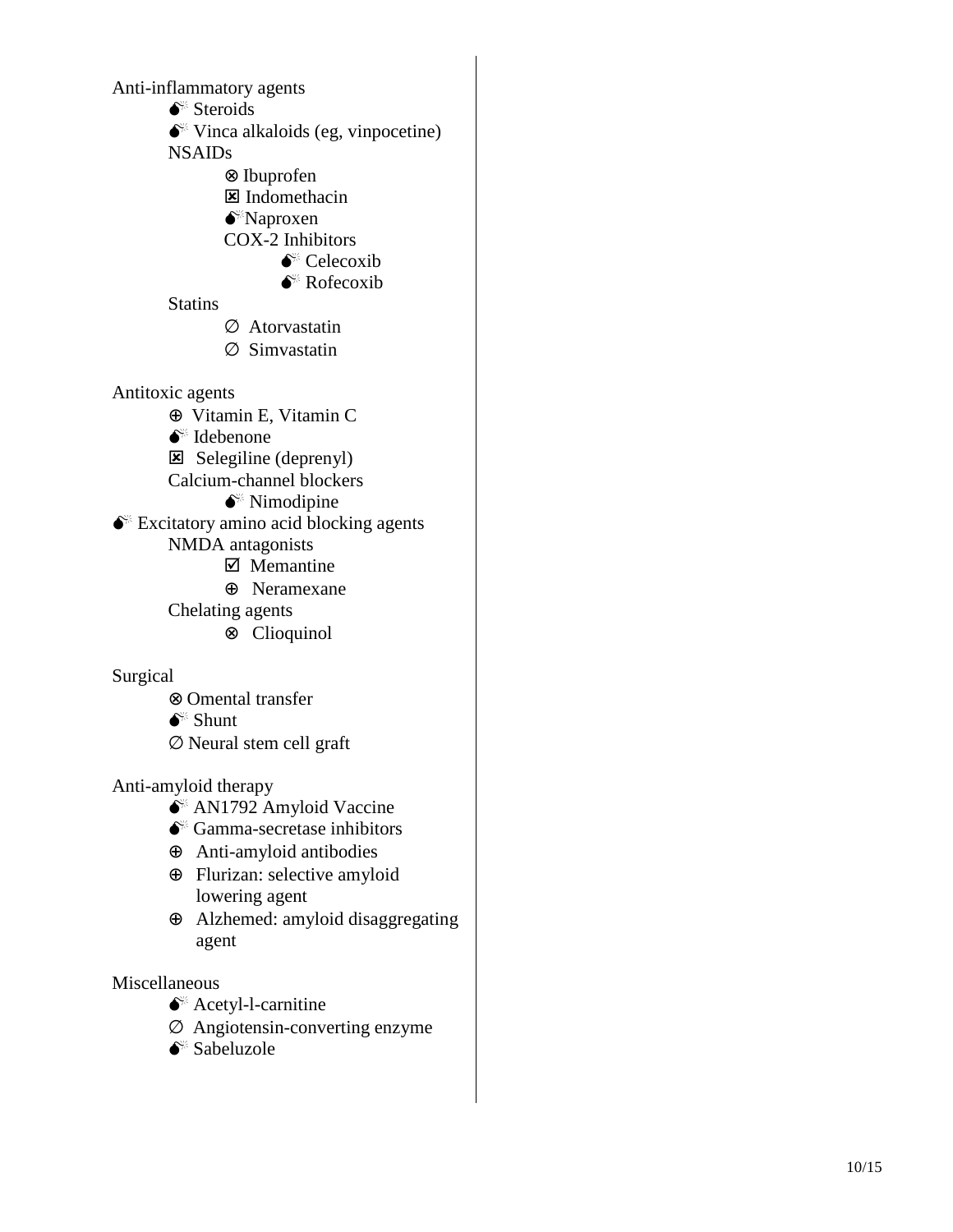Anti-inflammatory agents

- 💣 Steroids
- 💣 Vinca alkaloids (eg, vinpocetine)
- NSAIDs
  - ⊗ Ibuprofen
  - ☒ Indomethacin
  - 💣 Naproxen
  - COX-2 Inhibitors
    - 💣 Celecoxib
    - 💣 Rofecoxib
- Statins
  - ∅ Atorvastatin
  - ∅ Simvastatin

Antitoxic agents

- ⊕ Vitamin E, Vitamin C
- 💣 Idebenone
- ☒ Selegiline (deprenyl)
- Calcium-channel blockers
  - 💣 Nimodipine

💣 Excitatory amino acid blocking agents

- NMDA antagonists
  - ☑ Memantine
  - ⊕ Neramexane
- Chelating agents
  - ⊗ Clioquinol

Surgical

- ⊗ Omental transfer
- 💣 Shunt
- ∅ Neural stem cell graft

Anti-amyloid therapy

- 💣 AN1792 Amyloid Vaccine
- 💣 Gamma-secretase inhibitors
- ⊕ Anti-amyloid antibodies
- ⊕ Flurizan: selective amyloid lowering agent
- ⊕ Alzhemed: amyloid disaggregating agent

Miscellaneous

- 💣 Acetyl-l-carnitine
- ∅ Angiotensin-converting enzyme
- 💣 Sabeluzole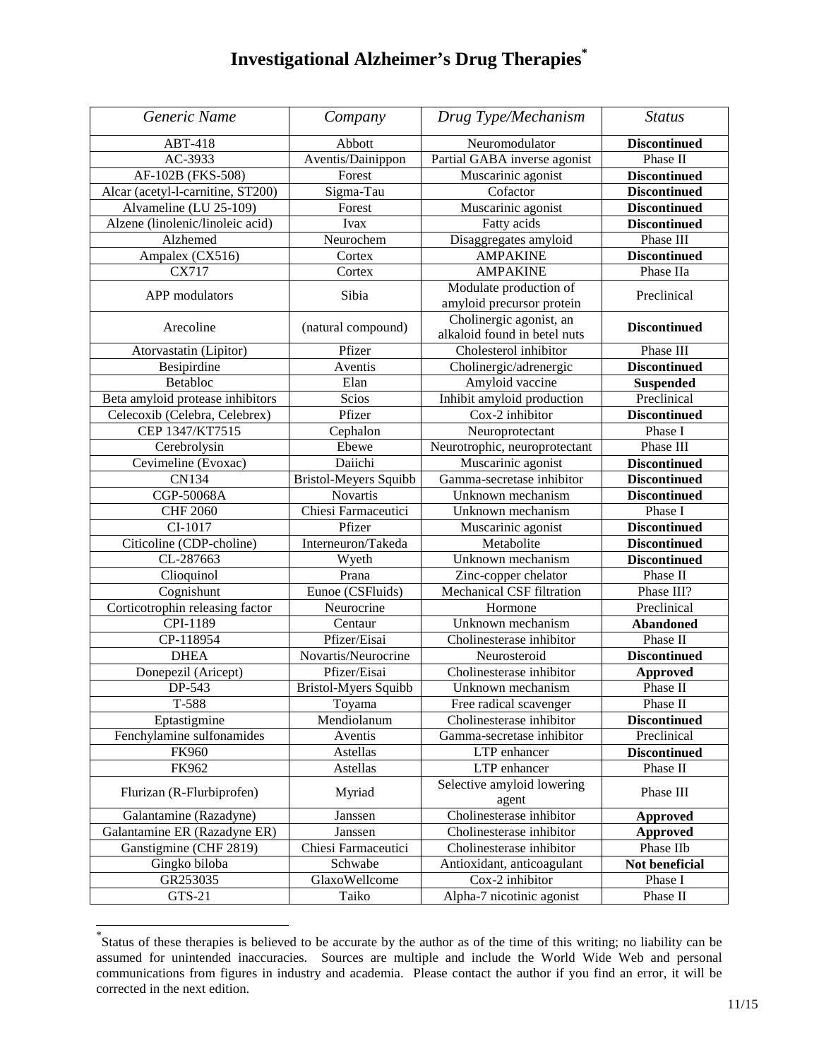# Investigational Alzheimer's Drug Therapies[*]

| *Generic Name* | *Company* | *Drug Type/Mechanism* | *Status* |
|---|---|---|---|
| ABT-418 | Abbott | Neuromodulator | **Discontinued** |
| AC-3933 | Aventis/Dainippon | Partial GABA inverse agonist | Phase II |
| AF-102B (FKS-508) | Forest | Muscarinic agonist | **Discontinued** |
| Alcar (acetyl-l-carnitine, ST200) | Sigma-Tau | Cofactor | **Discontinued** |
| Alvameline (LU 25-109) | Forest | Muscarinic agonist | **Discontinued** |
| Alzene (linolenic/linoleic acid) | Ivax | Fatty acids | **Discontinued** |
| Alzhemed | Neurochem | Disaggregates amyloid | Phase III |
| Ampalex (CX516) | Cortex | AMPAKINE | **Discontinued** |
| CX717 | Cortex | AMPAKINE | Phase IIa |
| APP modulators | Sibia | Modulate production of amyloid precursor protein | Preclinical |
| Arecoline | (natural compound) | Cholinergic agonist, an alkaloid found in betel nuts | **Discontinued** |
| Atorvastatin (Lipitor) | Pfizer | Cholesterol inhibitor | Phase III |
| Besipirdine | Aventis | Cholinergic/adrenergic | **Discontinued** |
| Betabloc | Elan | Amyloid vaccine | **Suspended** |
| Beta amyloid protease inhibitors | Scios | Inhibit amyloid production | Preclinical |
| Celecoxib (Celebra, Celebrex) | Pfizer | Cox-2 inhibitor | **Discontinued** |
| CEP 1347/KT7515 | Cephalon | Neuroprotectant | Phase I |
| Cerebrolysin | Ebewe | Neurotrophic, neuroprotectant | Phase III |
| Cevimeline (Evoxac) | Daiichi | Muscarinic agonist | **Discontinued** |
| CN134 | Bristol-Meyers Squibb | Gamma-secretase inhibitor | **Discontinued** |
| CGP-50068A | Novartis | Unknown mechanism | **Discontinued** |
| CHF 2060 | Chiesi Farmaceutici | Unknown mechanism | Phase I |
| CI-1017 | Pfizer | Muscarinic agonist | **Discontinued** |
| Citicoline (CDP-choline) | Interneuron/Takeda | Metabolite | **Discontinued** |
| CL-287663 | Wyeth | Unknown mechanism | **Discontinued** |
| Clioquinol | Prana | Zinc-copper chelator | Phase II |
| Cognishunt | Eunoe (CSFluids) | Mechanical CSF filtration | Phase III? |
| Corticotrophin releasing factor | Neurocrine | Hormone | Preclinical |
| CPI-1189 | Centaur | Unknown mechanism | **Abandoned** |
| CP-118954 | Pfizer/Eisai | Cholinesterase inhibitor | Phase II |
| DHEA | Novartis/Neurocrine | Neurosteroid | **Discontinued** |
| Donepezil (Aricept) | Pfizer/Eisai | Cholinesterase inhibitor | **Approved** |
| DP-543 | Bristol-Myers Squibb | Unknown mechanism | Phase II |
| T-588 | Toyama | Free radical scavenger | Phase II |
| Eptastigmine | Mendiolanum | Cholinesterase inhibitor | **Discontinued** |
| Fenchylamine sulfonamides | Aventis | Gamma-secretase inhibitor | Preclinical |
| FK960 | Astellas | LTP enhancer | **Discontinued** |
| FK962 | Astellas | LTP enhancer | Phase II |
| Flurizan (R-Flurbiprofen) | Myriad | Selective amyloid lowering agent | Phase III |
| Galantamine (Razadyne) | Janssen | Cholinesterase inhibitor | **Approved** |
| Galantamine ER (Razadyne ER) | Janssen | Cholinesterase inhibitor | **Approved** |
| Ganstigmine (CHF 2819) | Chiesi Farmaceutici | Cholinesterase inhibitor | Phase IIb |
| Gingko biloba | Schwabe | Antioxidant, anticoagulant | **Not beneficial** |
| GR253035 | GlaxoWellcome | Cox-2 inhibitor | Phase I |
| GTS-21 | Taiko | Alpha-7 nicotinic agonist | Phase II |

[*] Status of these therapies is believed to be accurate by the author as of the time of this writing; no liability can be assumed for unintended inaccuracies. Sources are multiple and include the World Wide Web and personal communications from figures in industry and academia. Please contact the author if you find an error, it will be corrected in the next edition.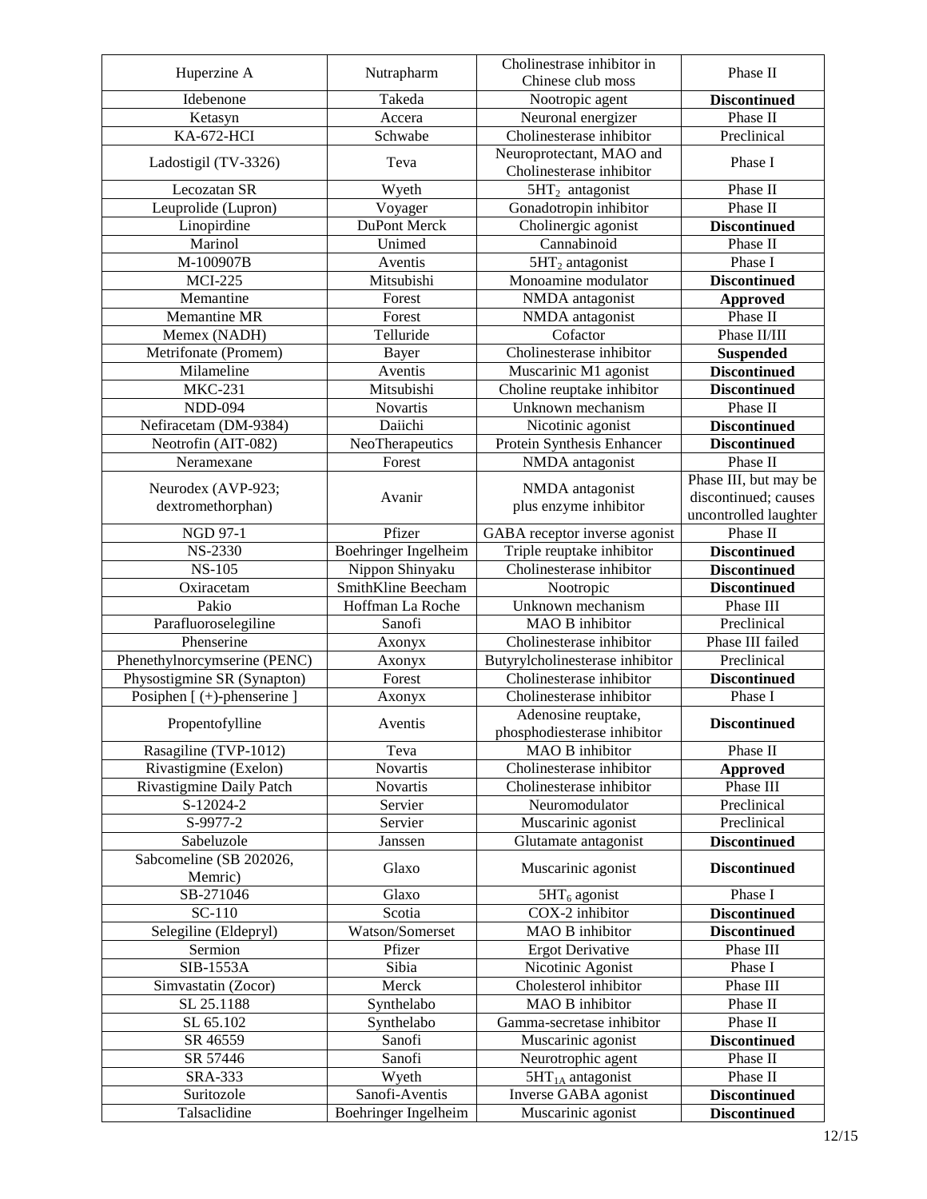| Huperzine A | Nutrapharm | Cholinestrase inhibitor in Chinese club moss | Phase II |
|---|---|---|---|
| Idebenone | Takeda | Nootropic agent | **Discontinued** |
| Ketasyn | Accera | Neuronal energizer | Phase II |
| KA-672-HCI | Schwabe | Cholinesterase inhibitor | Preclinical |
| Ladostigil (TV-3326) | Teva | Neuroprotectant, MAO and Cholinesterase inhibitor | Phase I |
| Lecozatan SR | Wyeth | $5HT_2$ antagonist | Phase II |
| Leuprolide (Lupron) | Voyager | Gonadotropin inhibitor | Phase II |
| Linopirdine | DuPont Merck | Cholinergic agonist | **Discontinued** |
| Marinol | Unimed | Cannabinoid | Phase II |
| M-100907B | Aventis | $5HT_2$ antagonist | Phase I |
| MCI-225 | Mitsubishi | Monoamine modulator | **Discontinued** |
| Memantine | Forest | NMDA antagonist | **Approved** |
| Memantine MR | Forest | NMDA antagonist | Phase II |
| Memex (NADH) | Telluride | Cofactor | Phase II/III |
| Metrifonate (Promem) | Bayer | Cholinesterase inhibitor | **Suspended** |
| Milameline | Aventis | Muscarinic M1 agonist | **Discontinued** |
| MKC-231 | Mitsubishi | Choline reuptake inhibitor | **Discontinued** |
| NDD-094 | Novartis | Unknown mechanism | Phase II |
| Nefiracetam (DM-9384) | Daiichi | Nicotinic agonist | **Discontinued** |
| Neotrofin (AIT-082) | NeoTherapeutics | Protein Synthesis Enhancer | **Discontinued** |
| Neramexane | Forest | NMDA antagonist | Phase II |
| Neurodex (AVP-923; dextromethorphan) | Avanir | NMDA antagonist plus enzyme inhibitor | Phase III, but may be discontinued; causes uncontrolled laughter |
| NGD 97-1 | Pfizer | GABA receptor inverse agonist | Phase II |
| NS-2330 | Boehringer Ingelheim | Triple reuptake inhibitor | **Discontinued** |
| NS-105 | Nippon Shinyaku | Cholinesterase inhibitor | **Discontinued** |
| Oxiracetam | SmithKline Beecham | Nootropic | **Discontinued** |
| Pakio | Hoffman La Roche | Unknown mechanism | Phase III |
| Parafluoroselegiline | Sanofi | MAO B inhibitor | Preclinical |
| Phenserine | Axonyx | Cholinesterase inhibitor | Phase III failed |
| Phenethylnorcymserine (PENC) | Axonyx | Butyrylcholinesterase inhibitor | Preclinical |
| Physostigmine SR (Synapton) | Forest | Cholinesterase inhibitor | **Discontinued** |
| Posiphen [ (+)-phenserine ] | Axonyx | Cholinesterase inhibitor | Phase I |
| Propentofylline | Aventis | Adenosine reuptake, phosphodiesterase inhibitor | **Discontinued** |
| Rasagiline (TVP-1012) | Teva | MAO B inhibitor | Phase II |
| Rivastigmine (Exelon) | Novartis | Cholinesterase inhibitor | **Approved** |
| Rivastigmine Daily Patch | Novartis | Cholinesterase inhibitor | Phase III |
| S-12024-2 | Servier | Neuromodulator | Preclinical |
| S-9977-2 | Servier | Muscarinic agonist | Preclinical |
| Sabeluzole | Janssen | Glutamate antagonist | **Discontinued** |
| Sabcomeline (SB 202026, Memric) | Glaxo | Muscarinic agonist | **Discontinued** |
| SB-271046 | Glaxo | $5HT_6$ agonist | Phase I |
| SC-110 | Scotia | COX-2 inhibitor | **Discontinued** |
| Selegiline (Eldepryl) | Watson/Somerset | MAO B inhibitor | **Discontinued** |
| Sermion | Pfizer | Ergot Derivative | Phase III |
| SIB-1553A | Sibia | Nicotinic Agonist | Phase I |
| Simvastatin (Zocor) | Merck | Cholesterol inhibitor | Phase III |
| SL 25.1188 | Synthelabo | MAO B inhibitor | Phase II |
| SL 65.102 | Synthelabo | Gamma-secretase inhibitor | Phase II |
| SR 46559 | Sanofi | Muscarinic agonist | **Discontinued** |
| SR 57446 | Sanofi | Neurotrophic agent | Phase II |
| SRA-333 | Wyeth | $5HT_{1A}$ antagonist | Phase II |
| Suritozole | Sanofi-Aventis | Inverse GABA agonist | **Discontinued** |
| Talsaclidine | Boehringer Ingelheim | Muscarinic agonist | **Discontinued** |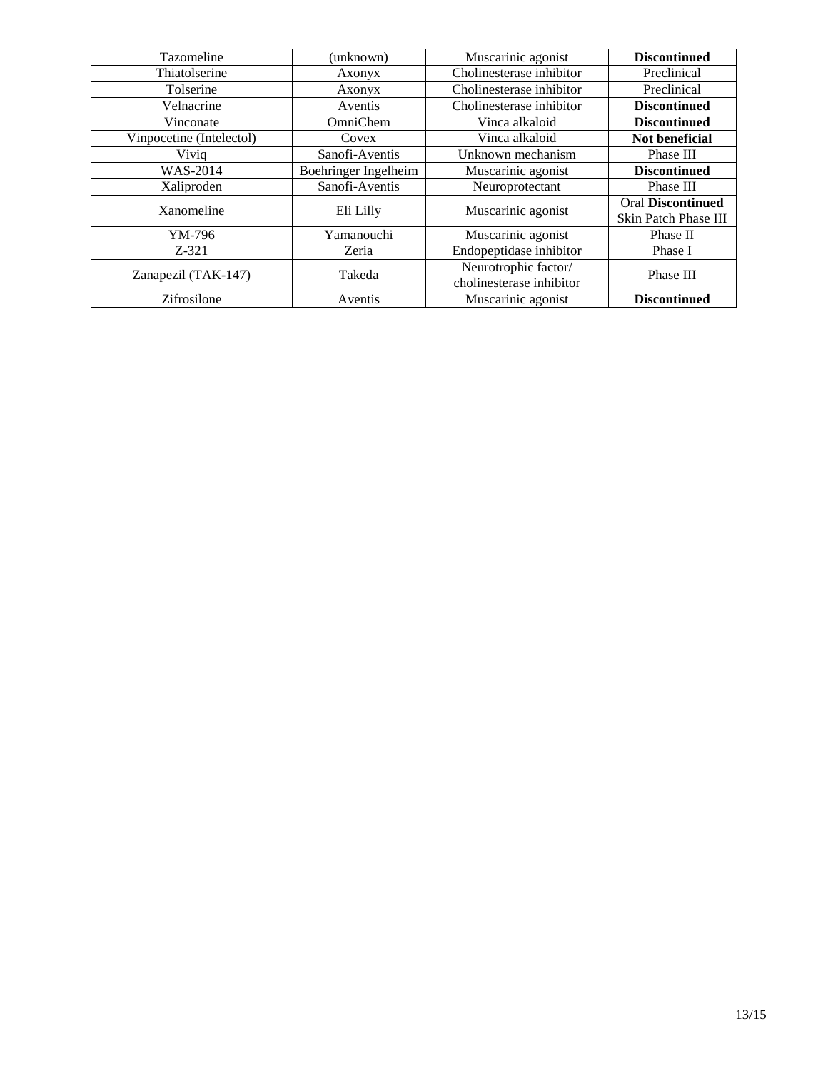| Tazomeline | (unknown) | Muscarinic agonist | **Discontinued** |
|---|---|---|---|
| Thiatolserine | Axonyx | Cholinesterase inhibitor | Preclinical |
| Tolserine | Axonyx | Cholinesterase inhibitor | Preclinical |
| Velnacrine | Aventis | Cholinesterase inhibitor | **Discontinued** |
| Vinconate | OmniChem | Vinca alkaloid | **Discontinued** |
| Vinpocetine (Intelectol) | Covex | Vinca alkaloid | **Not beneficial** |
| Viviq | Sanofi-Aventis | Unknown mechanism | Phase III |
| WAS-2014 | Boehringer Ingelheim | Muscarinic agonist | **Discontinued** |
| Xaliproden | Sanofi-Aventis | Neuroprotectant | Phase III |
| Xanomeline | Eli Lilly | Muscarinic agonist | Oral **Discontinued** Skin Patch Phase III |
| YM-796 | Yamanouchi | Muscarinic agonist | Phase II |
| Z-321 | Zeria | Endopeptidase inhibitor | Phase I |
| Zanapezil (TAK-147) | Takeda | Neurotrophic factor/ cholinesterase inhibitor | Phase III |
| Zifrosilone | Aventis | Muscarinic agonist | **Discontinued** |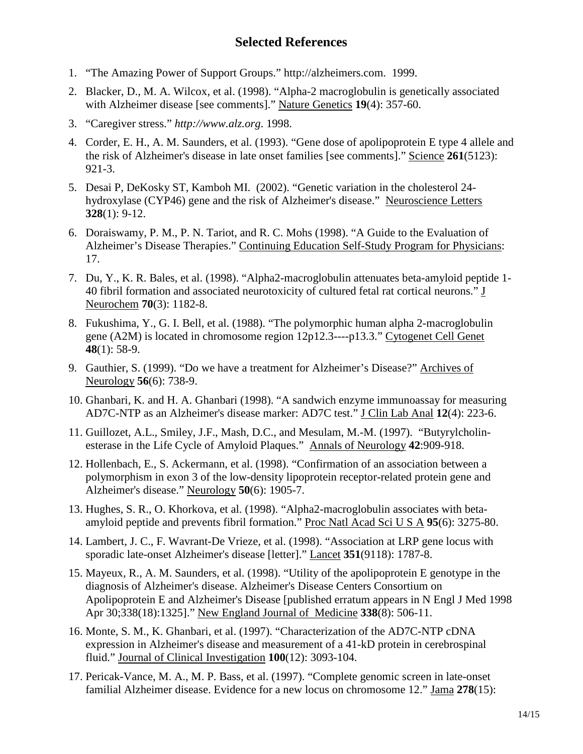## Selected References

1. "The Amazing Power of Support Groups." http://alzheimers.com. 1999.
2. Blacker, D., M. A. Wilcox, et al. (1998). "Alpha-2 macroglobulin is genetically associated with Alzheimer disease [see comments]." Nature Genetics **19**(4): 357-60.
3. "Caregiver stress." *http://www.alz.org*. 1998.
4. Corder, E. H., A. M. Saunders, et al. (1993). "Gene dose of apolipoprotein E type 4 allele and the risk of Alzheimer's disease in late onset families [see comments]." Science **261**(5123): 921-3.
5. Desai P, DeKosky ST, Kamboh MI. (2002). "Genetic variation in the cholesterol 24-hydroxylase (CYP46) gene and the risk of Alzheimer's disease." Neuroscience Letters **328**(1): 9-12.
6. Doraiswamy, P. M., P. N. Tariot, and R. C. Mohs (1998). "A Guide to the Evaluation of Alzheimer's Disease Therapies." Continuing Education Self-Study Program for Physicians: 17.
7. Du, Y., K. R. Bales, et al. (1998). "Alpha2-macroglobulin attenuates beta-amyloid peptide 1-40 fibril formation and associated neurotoxicity of cultured fetal rat cortical neurons." J Neurochem **70**(3): 1182-8.
8. Fukushima, Y., G. I. Bell, et al. (1988). "The polymorphic human alpha 2-macroglobulin gene (A2M) is located in chromosome region 12p12.3----p13.3." Cytogenet Cell Genet **48**(1): 58-9.
9. Gauthier, S. (1999). "Do we have a treatment for Alzheimer's Disease?" Archives of Neurology **56**(6): 738-9.
10. Ghanbari, K. and H. A. Ghanbari (1998). "A sandwich enzyme immunoassay for measuring AD7C-NTP as an Alzheimer's disease marker: AD7C test." J Clin Lab Anal **12**(4): 223-6.
11. Guillozet, A.L., Smiley, J.F., Mash, D.C., and Mesulam, M.-M. (1997). "Butyrylcholin-esterase in the Life Cycle of Amyloid Plaques." Annals of Neurology **42**:909-918.
12. Hollenbach, E., S. Ackermann, et al. (1998). "Confirmation of an association between a polymorphism in exon 3 of the low-density lipoprotein receptor-related protein gene and Alzheimer's disease." Neurology **50**(6): 1905-7.
13. Hughes, S. R., O. Khorkova, et al. (1998). "Alpha2-macroglobulin associates with beta-amyloid peptide and prevents fibril formation." Proc Natl Acad Sci U S A **95**(6): 3275-80.
14. Lambert, J. C., F. Wavrant-De Vrieze, et al. (1998). "Association at LRP gene locus with sporadic late-onset Alzheimer's disease [letter]." Lancet **351**(9118): 1787-8.
15. Mayeux, R., A. M. Saunders, et al. (1998). "Utility of the apolipoprotein E genotype in the diagnosis of Alzheimer's disease. Alzheimer's Disease Centers Consortium on Apolipoprotein E and Alzheimer's Disease [published erratum appears in N Engl J Med 1998 Apr 30;338(18):1325]." New England Journal of Medicine **338**(8): 506-11.
16. Monte, S. M., K. Ghanbari, et al. (1997). "Characterization of the AD7C-NTP cDNA expression in Alzheimer's disease and measurement of a 41-kD protein in cerebrospinal fluid." Journal of Clinical Investigation **100**(12): 3093-104.
17. Pericak-Vance, M. A., M. P. Bass, et al. (1997). "Complete genomic screen in late-onset familial Alzheimer disease. Evidence for a new locus on chromosome 12." Jama **278**(15):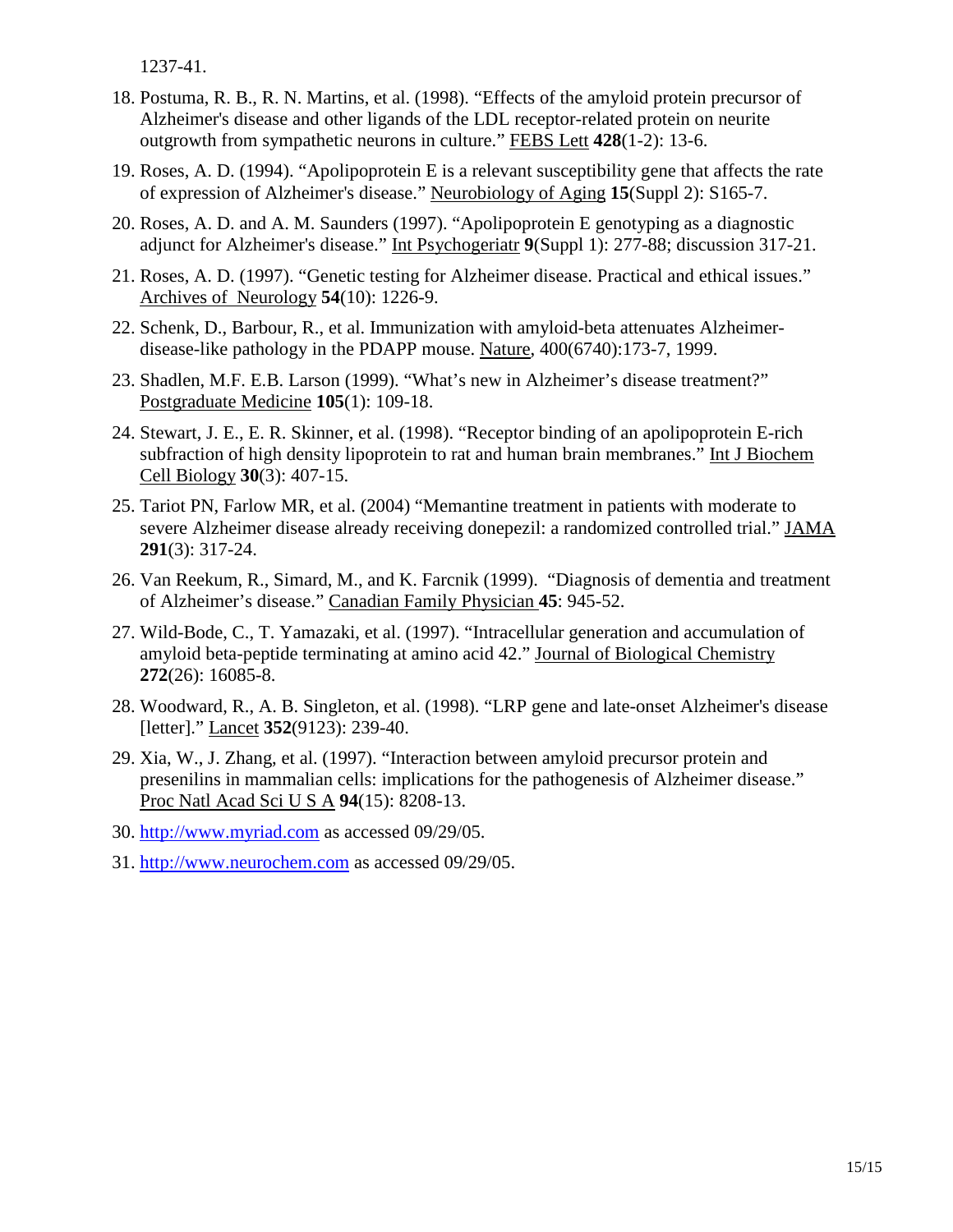1237-41.

18. Postuma, R. B., R. N. Martins, et al. (1998). "Effects of the amyloid protein precursor of Alzheimer's disease and other ligands of the LDL receptor-related protein on neurite outgrowth from sympathetic neurons in culture." FEBS Lett **428**(1-2): 13-6.
19. Roses, A. D. (1994). "Apolipoprotein E is a relevant susceptibility gene that affects the rate of expression of Alzheimer's disease." Neurobiology of Aging **15**(Suppl 2): S165-7.
20. Roses, A. D. and A. M. Saunders (1997). "Apolipoprotein E genotyping as a diagnostic adjunct for Alzheimer's disease." Int Psychogeriatr **9**(Suppl 1): 277-88; discussion 317-21.
21. Roses, A. D. (1997). "Genetic testing for Alzheimer disease. Practical and ethical issues." Archives of Neurology **54**(10): 1226-9.
22. Schenk, D., Barbour, R., et al. Immunization with amyloid-beta attenuates Alzheimer-disease-like pathology in the PDAPP mouse. Nature, 400(6740):173-7, 1999.
23. Shadlen, M.F. E.B. Larson (1999). "What's new in Alzheimer's disease treatment?" Postgraduate Medicine **105**(1): 109-18.
24. Stewart, J. E., E. R. Skinner, et al. (1998). "Receptor binding of an apolipoprotein E-rich subfraction of high density lipoprotein to rat and human brain membranes." Int J Biochem Cell Biology **30**(3): 407-15.
25. Tariot PN, Farlow MR, et al. (2004) "Memantine treatment in patients with moderate to severe Alzheimer disease already receiving donepezil: a randomized controlled trial." JAMA **291**(3): 317-24.
26. Van Reekum, R., Simard, M., and K. Farcnik (1999). "Diagnosis of dementia and treatment of Alzheimer's disease." Canadian Family Physician **45**: 945-52.
27. Wild-Bode, C., T. Yamazaki, et al. (1997). "Intracellular generation and accumulation of amyloid beta-peptide terminating at amino acid 42." Journal of Biological Chemistry **272**(26): 16085-8.
28. Woodward, R., A. B. Singleton, et al. (1998). "LRP gene and late-onset Alzheimer's disease [letter]." Lancet **352**(9123): 239-40.
29. Xia, W., J. Zhang, et al. (1997). "Interaction between amyloid precursor protein and presenilins in mammalian cells: implications for the pathogenesis of Alzheimer disease." Proc Natl Acad Sci U S A **94**(15): 8208-13.
30. http://www.myriad.com as accessed 09/29/05.
31. http://www.neurochem.com as accessed 09/29/05.